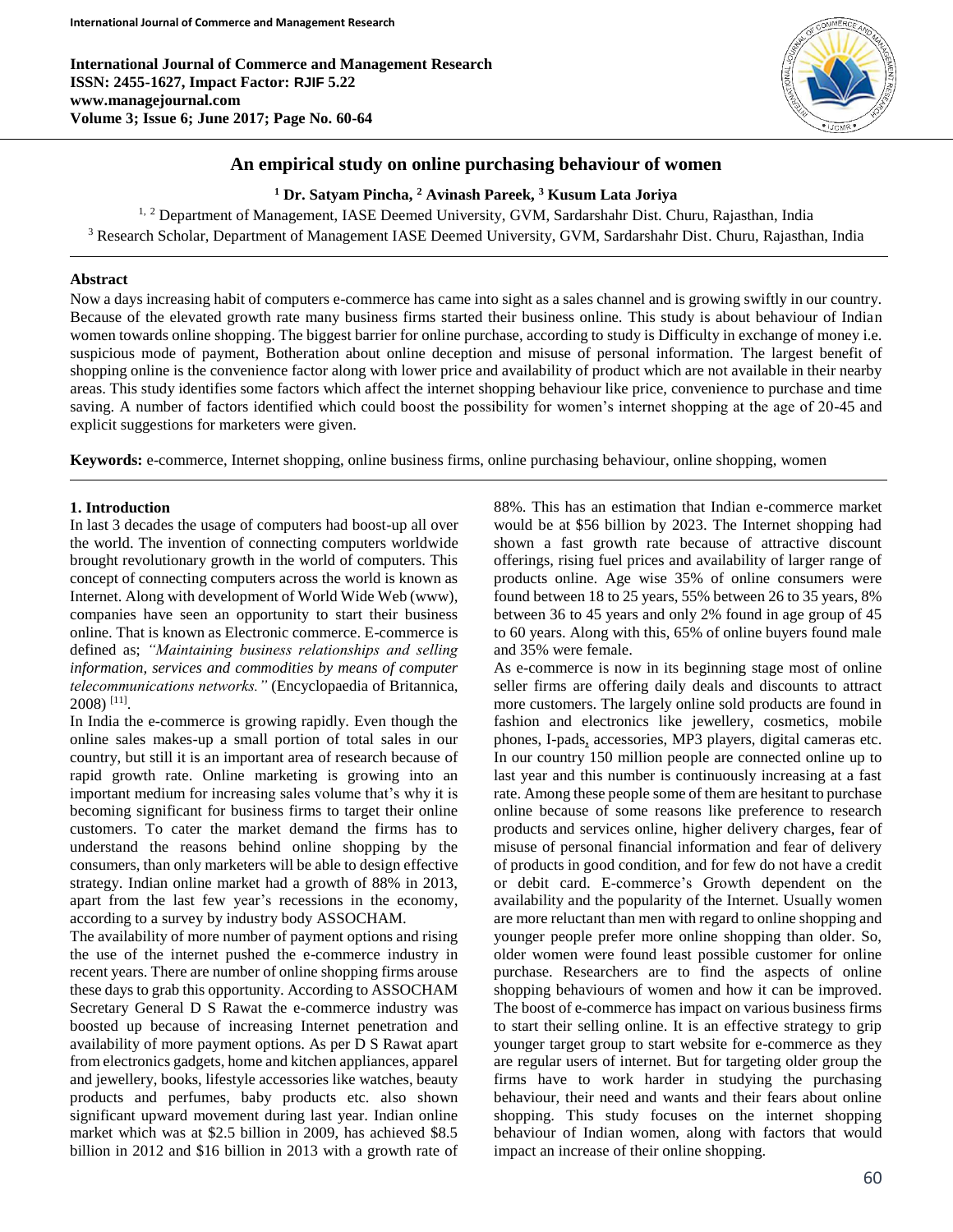# An empirical study on online purchasing behaviour of women

[1] Dr. Satyam Pincha, [2] Avinash Pareek, [3] Kusum Lata Joriya

[1, 2] Department of Management, IASE Deemed University, GVM, Sardarshahr Dist. Churu, Rajasthan, India
[3] Research Scholar, Department of Management IASE Deemed University, GVM, Sardarshahr Dist. Churu, Rajasthan, India

## Abstract

Now a days increasing habit of computers e-commerce has came into sight as a sales channel and is growing swiftly in our country. Because of the elevated growth rate many business firms started their business online. This study is about behaviour of Indian women towards online shopping. The biggest barrier for online purchase, according to study is Difficulty in exchange of money i.e. suspicious mode of payment, Botheration about online deception and misuse of personal information. The largest benefit of shopping online is the convenience factor along with lower price and availability of product which are not available in their nearby areas. This study identifies some factors which affect the internet shopping behaviour like price, convenience to purchase and time saving. A number of factors identified which could boost the possibility for women's internet shopping at the age of 20-45 and explicit suggestions for marketers were given.

**Keywords:** e-commerce, Internet shopping, online business firms, online purchasing behaviour, online shopping, women

## 1. Introduction

In last 3 decades the usage of computers had boost-up all over the world. The invention of connecting computers worldwide brought revolutionary growth in the world of computers. This concept of connecting computers across the world is known as Internet. Along with development of World Wide Web (www), companies have seen an opportunity to start their business online. That is known as Electronic commerce. E-commerce is defined as; *"Maintaining business relationships and selling information, services and commodities by means of computer telecommunications networks."* (Encyclopaedia of Britannica, 2008) [11].

In India the e-commerce is growing rapidly. Even though the online sales makes-up a small portion of total sales in our country, but still it is an important area of research because of rapid growth rate. Online marketing is growing into an important medium for increasing sales volume that's why it is becoming significant for business firms to target their online customers. To cater the market demand the firms has to understand the reasons behind online shopping by the consumers, than only marketers will be able to design effective strategy. Indian online market had a growth of 88% in 2013, apart from the last few year's recessions in the economy, according to a survey by industry body ASSOCHAM.

The availability of more number of payment options and rising the use of the internet pushed the e-commerce industry in recent years. There are number of online shopping firms arouse these days to grab this opportunity. According to ASSOCHAM Secretary General D S Rawat the e-commerce industry was boosted up because of increasing Internet penetration and availability of more payment options. As per D S Rawat apart from electronics gadgets, home and kitchen appliances, apparel and jewellery, books, lifestyle accessories like watches, beauty products and perfumes, baby products etc. also shown significant upward movement during last year. Indian online market which was at $2.5 billion in 2009, has achieved $8.5 billion in 2012 and $16 billion in 2013 with a growth rate of 88%. This has an estimation that Indian e-commerce market would be at $56 billion by 2023. The Internet shopping had shown a fast growth rate because of attractive discount offerings, rising fuel prices and availability of larger range of products online. Age wise 35% of online consumers were found between 18 to 25 years, 55% between 26 to 35 years, 8% between 36 to 45 years and only 2% found in age group of 45 to 60 years. Along with this, 65% of online buyers found male and 35% were female.

As e-commerce is now in its beginning stage most of online seller firms are offering daily deals and discounts to attract more customers. The largely online sold products are found in fashion and electronics like jewellery, cosmetics, mobile phones, I-pads, accessories, MP3 players, digital cameras etc. In our country 150 million people are connected online up to last year and this number is continuously increasing at a fast rate. Among these people some of them are hesitant to purchase online because of some reasons like preference to research products and services online, higher delivery charges, fear of misuse of personal financial information and fear of delivery of products in good condition, and for few do not have a credit or debit card. E-commerce's Growth dependent on the availability and the popularity of the Internet. Usually women are more reluctant than men with regard to online shopping and younger people prefer more online shopping than older. So, older women were found least possible customer for online purchase. Researchers are to find the aspects of online shopping behaviours of women and how it can be improved. The boost of e-commerce has impact on various business firms to start their selling online. It is an effective strategy to grip younger target group to start website for e-commerce as they are regular users of internet. But for targeting older group the firms have to work harder in studying the purchasing behaviour, their need and wants and their fears about online shopping. This study focuses on the internet shopping behaviour of Indian women, along with factors that would impact an increase of their online shopping.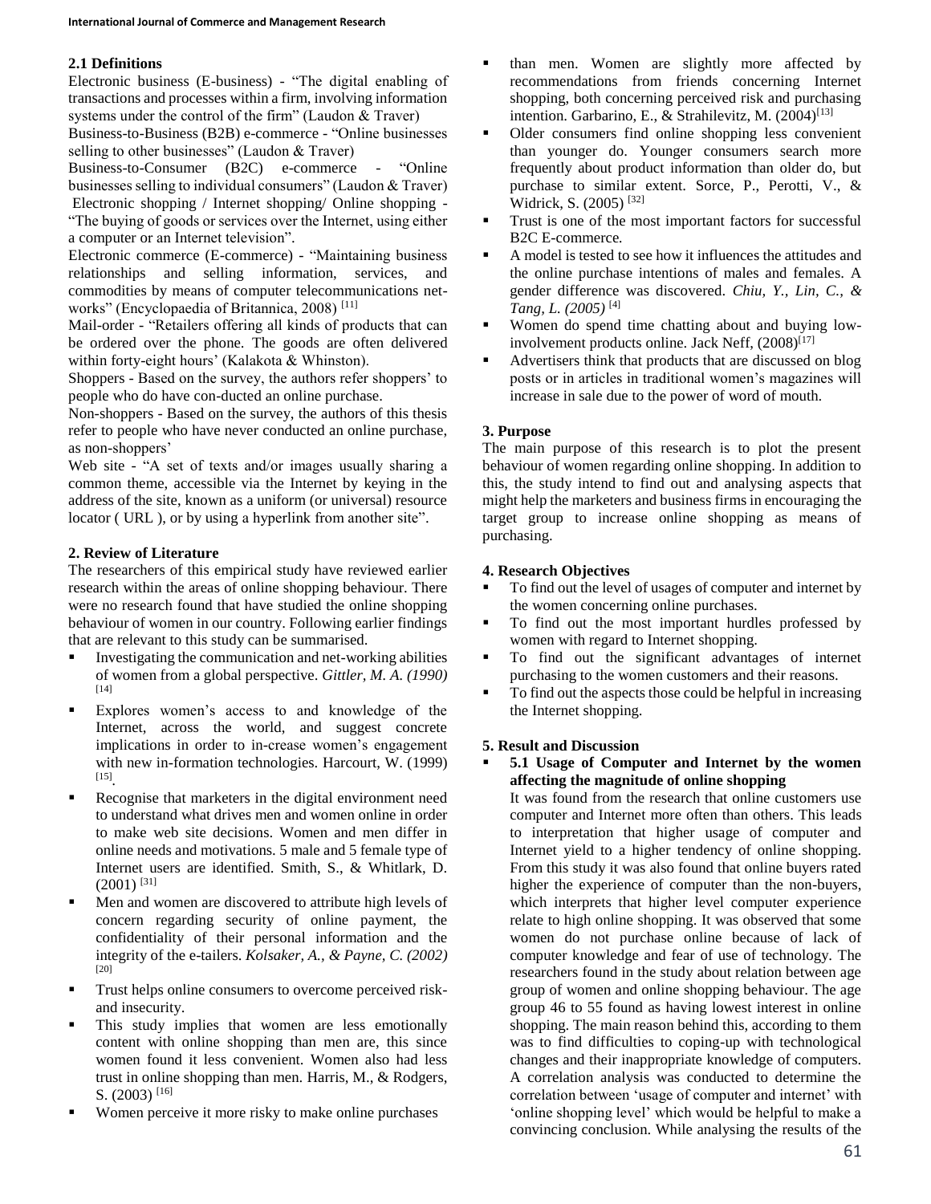### 2.1 Definitions

Electronic business (E-business) - "The digital enabling of transactions and processes within a firm, involving information systems under the control of the firm" (Laudon & Traver)

Business-to-Business (B2B) e-commerce - "Online businesses selling to other businesses" (Laudon & Traver)

Business-to-Consumer (B2C) e-commerce - "Online businesses selling to individual consumers" (Laudon & Traver)

Electronic shopping / Internet shopping/ Online shopping - "The buying of goods or services over the Internet, using either a computer or an Internet television".

Electronic commerce (E-commerce) - "Maintaining business relationships and selling information, services, and commodities by means of computer telecommunications net-works" (Encyclopaedia of Britannica, 2008) [11]

Mail-order - "Retailers offering all kinds of products that can be ordered over the phone. The goods are often delivered within forty-eight hours' (Kalakota & Whinston).

Shoppers - Based on the survey, the authors refer shoppers' to people who do have con-ducted an online purchase.

Non-shoppers - Based on the survey, the authors of this thesis refer to people who have never conducted an online purchase, as non-shoppers'

Web site - "A set of texts and/or images usually sharing a common theme, accessible via the Internet by keying in the address of the site, known as a uniform (or universal) resource locator ( URL ), or by using a hyperlink from another site".

## 2. Review of Literature

The researchers of this empirical study have reviewed earlier research within the areas of online shopping behaviour. There were no research found that have studied the online shopping behaviour of women in our country. Following earlier findings that are relevant to this study can be summarised.

- Investigating the communication and net-working abilities of women from a global perspective. *Gittler, M. A. (1990)* [14]
- Explores women's access to and knowledge of the Internet, across the world, and suggest concrete implications in order to in-crease women's engagement with new in-formation technologies. Harcourt, W. (1999) [15].
- Recognise that marketers in the digital environment need to understand what drives men and women online in order to make web site decisions. Women and men differ in online needs and motivations. 5 male and 5 female type of Internet users are identified. Smith, S., & Whitlark, D. (2001) [31]
- Men and women are discovered to attribute high levels of concern regarding security of online payment, the confidentiality of their personal information and the integrity of the e-tailers. *Kolsaker, A., & Payne, C. (2002)* [20]
- Trust helps online consumers to overcome perceived risk-and insecurity.
- This study implies that women are less emotionally content with online shopping than men are, this since women found it less convenient. Women also had less trust in online shopping than men. Harris, M., & Rodgers, S. (2003) [16]
- Women perceive it more risky to make online purchases than men. Women are slightly more affected by recommendations from friends concerning Internet shopping, both concerning perceived risk and purchasing intention. Garbarino, E., & Strahilevitz, M. (2004)[13]
- Older consumers find online shopping less convenient than younger do. Younger consumers search more frequently about product information than older do, but purchase to similar extent. Sorce, P., Perotti, V., & Widrick, S. (2005) [32]
- Trust is one of the most important factors for successful B2C E-commerce.
- A model is tested to see how it influences the attitudes and the online purchase intentions of males and females. A gender difference was discovered. *Chiu, Y., Lin, C., & Tang, L. (2005)* [4]
- Women do spend time chatting about and buying low-involvement products online. Jack Neff, (2008)[17]
- Advertisers think that products that are discussed on blog posts or in articles in traditional women's magazines will increase in sale due to the power of word of mouth.

## 3. Purpose

The main purpose of this research is to plot the present behaviour of women regarding online shopping. In addition to this, the study intend to find out and analysing aspects that might help the marketers and business firms in encouraging the target group to increase online shopping as means of purchasing.

## 4. Research Objectives

- To find out the level of usages of computer and internet by the women concerning online purchases.
- To find out the most important hurdles professed by women with regard to Internet shopping.
- To find out the significant advantages of internet purchasing to the women customers and their reasons.
- To find out the aspects those could be helpful in increasing the Internet shopping.

## 5. Result and Discussion

- **5.1 Usage of Computer and Internet by the women affecting the magnitude of online shopping**

  It was found from the research that online customers use computer and Internet more often than others. This leads to interpretation that higher usage of computer and Internet yield to a higher tendency of online shopping. From this study it was also found that online buyers rated higher the experience of computer than the non-buyers, which interprets that higher level computer experience relate to high online shopping. It was observed that some women do not purchase online because of lack of computer knowledge and fear of use of technology. The researchers found in the study about relation between age group of women and online shopping behaviour. The age group 46 to 55 found as having lowest interest in online shopping. The main reason behind this, according to them was to find difficulties to coping-up with technological changes and their inappropriate knowledge of computers. A correlation analysis was conducted to determine the correlation between 'usage of computer and internet' with 'online shopping level' which would be helpful to make a convincing conclusion. While analysing the results of the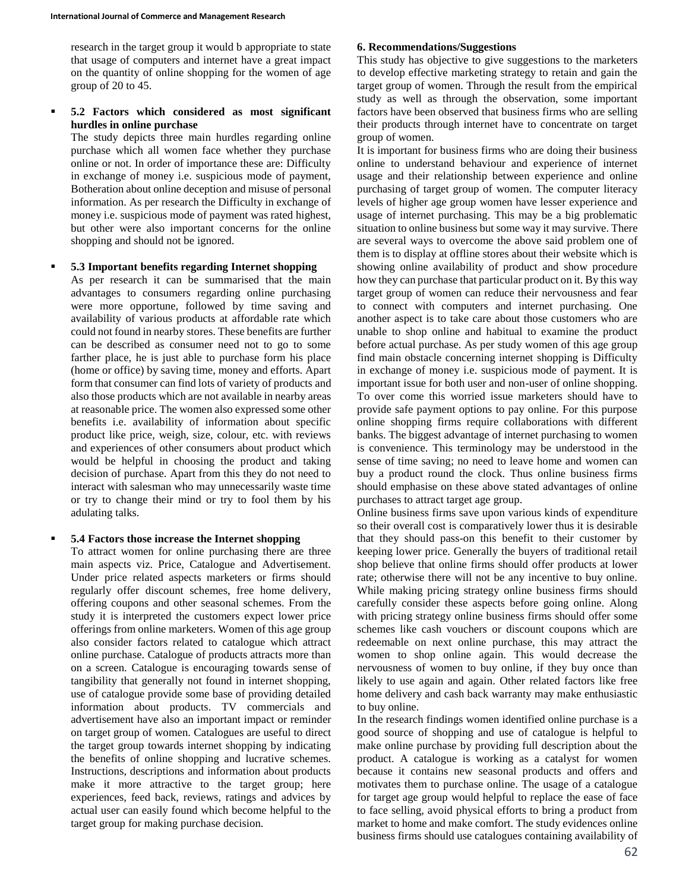research in the target group it would b appropriate to state that usage of computers and internet have a great impact on the quantity of online shopping for the women of age group of 20 to 45.

- **5.2 Factors which considered as most significant hurdles in online purchase**

  The study depicts three main hurdles regarding online purchase which all women face whether they purchase online or not. In order of importance these are: Difficulty in exchange of money i.e. suspicious mode of payment, Botheration about online deception and misuse of personal information. As per research the Difficulty in exchange of money i.e. suspicious mode of payment was rated highest, but other were also important concerns for the online shopping and should not be ignored.

- **5.3 Important benefits regarding Internet shopping**

  As per research it can be summarised that the main advantages to consumers regarding online purchasing were more opportune, followed by time saving and availability of various products at affordable rate which could not found in nearby stores. These benefits are further can be described as consumer need not to go to some farther place, he is just able to purchase form his place (home or office) by saving time, money and efforts. Apart form that consumer can find lots of variety of products and also those products which are not available in nearby areas at reasonable price. The women also expressed some other benefits i.e. availability of information about specific product like price, weigh, size, colour, etc. with reviews and experiences of other consumers about product which would be helpful in choosing the product and taking decision of purchase. Apart from this they do not need to interact with salesman who may unnecessarily waste time or try to change their mind or try to fool them by his adulating talks.

- **5.4 Factors those increase the Internet shopping**

  To attract women for online purchasing there are three main aspects viz. Price, Catalogue and Advertisement. Under price related aspects marketers or firms should regularly offer discount schemes, free home delivery, offering coupons and other seasonal schemes. From the study it is interpreted the customers expect lower price offerings from online marketers. Women of this age group also consider factors related to catalogue which attract online purchase. Catalogue of products attracts more than on a screen. Catalogue is encouraging towards sense of tangibility that generally not found in internet shopping, use of catalogue provide some base of providing detailed information about products. TV commercials and advertisement have also an important impact or reminder on target group of women. Catalogues are useful to direct the target group towards internet shopping by indicating the benefits of online shopping and lucrative schemes. Instructions, descriptions and information about products make it more attractive to the target group; here experiences, feed back, reviews, ratings and advices by actual user can easily found which become helpful to the target group for making purchase decision.

## 6. Recommendations/Suggestions

This study has objective to give suggestions to the marketers to develop effective marketing strategy to retain and gain the target group of women. Through the result from the empirical study as well as through the observation, some important factors have been observed that business firms who are selling their products through internet have to concentrate on target group of women.

It is important for business firms who are doing their business online to understand behaviour and experience of internet usage and their relationship between experience and online purchasing of target group of women. The computer literacy levels of higher age group women have lesser experience and usage of internet purchasing. This may be a big problematic situation to online business but some way it may survive. There are several ways to overcome the above said problem one of them is to display at offline stores about their website which is showing online availability of product and show procedure how they can purchase that particular product on it. By this way target group of women can reduce their nervousness and fear to connect with computers and internet purchasing. One another aspect is to take care about those customers who are unable to shop online and habitual to examine the product before actual purchase. As per study women of this age group find main obstacle concerning internet shopping is Difficulty in exchange of money i.e. suspicious mode of payment. It is important issue for both user and non-user of online shopping. To over come this worried issue marketers should have to provide safe payment options to pay online. For this purpose online shopping firms require collaborations with different banks. The biggest advantage of internet purchasing to women is convenience. This terminology may be understood in the sense of time saving; no need to leave home and women can buy a product round the clock. Thus online business firms should emphasise on these above stated advantages of online purchases to attract target age group.

Online business firms save upon various kinds of expenditure so their overall cost is comparatively lower thus it is desirable that they should pass-on this benefit to their customer by keeping lower price. Generally the buyers of traditional retail shop believe that online firms should offer products at lower rate; otherwise there will not be any incentive to buy online. While making pricing strategy online business firms should carefully consider these aspects before going online. Along with pricing strategy online business firms should offer some schemes like cash vouchers or discount coupons which are redeemable on next online purchase, this may attract the women to shop online again. This would decrease the nervousness of women to buy online, if they buy once than likely to use again and again. Other related factors like free home delivery and cash back warranty may make enthusiastic to buy online.

In the research findings women identified online purchase is a good source of shopping and use of catalogue is helpful to make online purchase by providing full description about the product. A catalogue is working as a catalyst for women because it contains new seasonal products and offers and motivates them to purchase online. The usage of a catalogue for target age group would helpful to replace the ease of face to face selling, avoid physical efforts to bring a product from market to home and make comfort. The study evidences online business firms should use catalogues containing availability of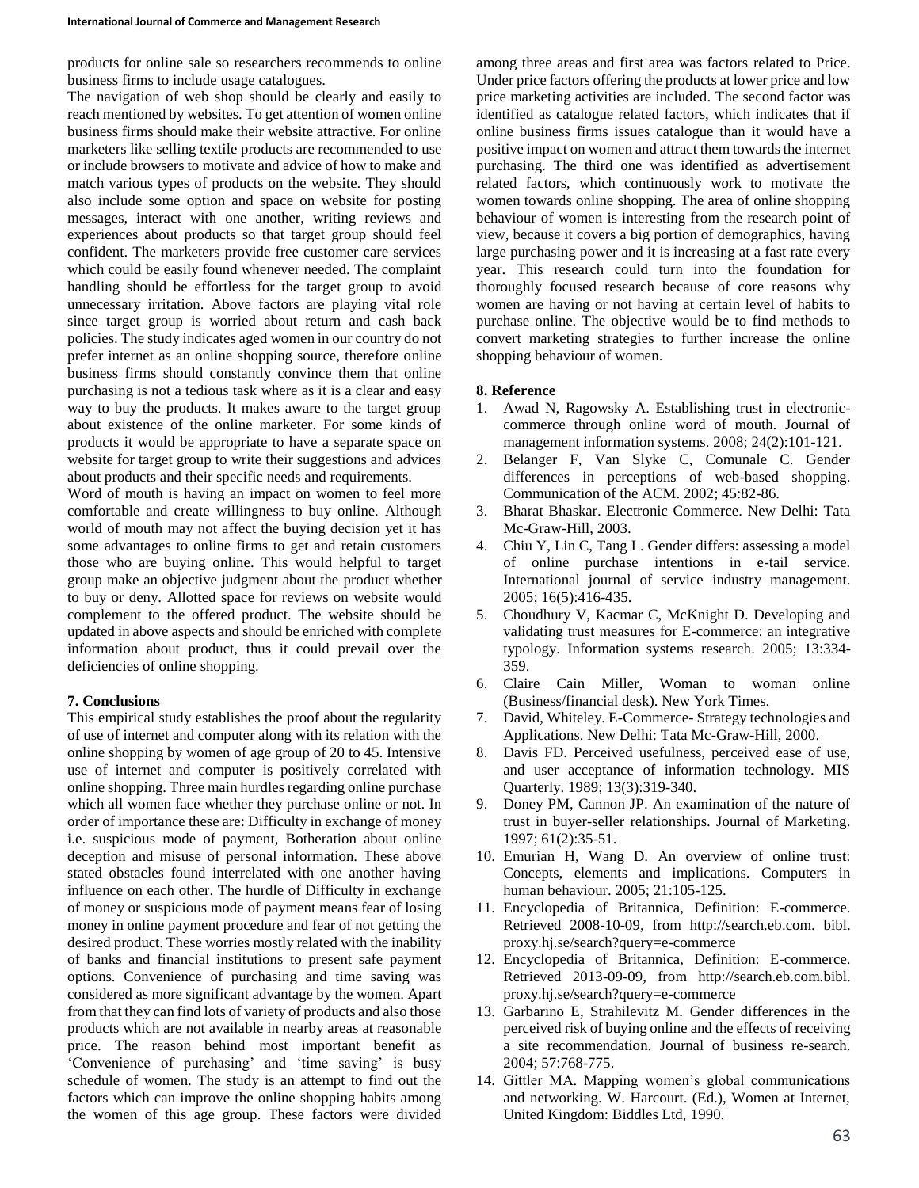products for online sale so researchers recommends to online business firms to include usage catalogues.

The navigation of web shop should be clearly and easily to reach mentioned by websites. To get attention of women online business firms should make their website attractive. For online marketers like selling textile products are recommended to use or include browsers to motivate and advice of how to make and match various types of products on the website. They should also include some option and space on website for posting messages, interact with one another, writing reviews and experiences about products so that target group should feel confident. The marketers provide free customer care services which could be easily found whenever needed. The complaint handling should be effortless for the target group to avoid unnecessary irritation. Above factors are playing vital role since target group is worried about return and cash back policies. The study indicates aged women in our country do not prefer internet as an online shopping source, therefore online business firms should constantly convince them that online purchasing is not a tedious task where as it is a clear and easy way to buy the products. It makes aware to the target group about existence of the online marketer. For some kinds of products it would be appropriate to have a separate space on website for target group to write their suggestions and advices about products and their specific needs and requirements.

Word of mouth is having an impact on women to feel more comfortable and create willingness to buy online. Although world of mouth may not affect the buying decision yet it has some advantages to online firms to get and retain customers those who are buying online. This would helpful to target group make an objective judgment about the product whether to buy or deny. Allotted space for reviews on website would complement to the offered product. The website should be updated in above aspects and should be enriched with complete information about product, thus it could prevail over the deficiencies of online shopping.

## 7. Conclusions

This empirical study establishes the proof about the regularity of use of internet and computer along with its relation with the online shopping by women of age group of 20 to 45. Intensive use of internet and computer is positively correlated with online shopping. Three main hurdles regarding online purchase which all women face whether they purchase online or not. In order of importance these are: Difficulty in exchange of money i.e. suspicious mode of payment, Botheration about online deception and misuse of personal information. These above stated obstacles found interrelated with one another having influence on each other. The hurdle of Difficulty in exchange of money or suspicious mode of payment means fear of losing money in online payment procedure and fear of not getting the desired product. These worries mostly related with the inability of banks and financial institutions to present safe payment options. Convenience of purchasing and time saving was considered as more significant advantage by the women. Apart from that they can find lots of variety of products and also those products which are not available in nearby areas at reasonable price. The reason behind most important benefit as 'Convenience of purchasing' and 'time saving' is busy schedule of women. The study is an attempt to find out the factors which can improve the online shopping habits among the women of this age group. These factors were divided among three areas and first area was factors related to Price. Under price factors offering the products at lower price and low price marketing activities are included. The second factor was identified as catalogue related factors, which indicates that if online business firms issues catalogue than it would have a positive impact on women and attract them towards the internet purchasing. The third one was identified as advertisement related factors, which continuously work to motivate the women towards online shopping. The area of online shopping behaviour of women is interesting from the research point of view, because it covers a big portion of demographics, having large purchasing power and it is increasing at a fast rate every year. This research could turn into the foundation for thoroughly focused research because of core reasons why women are having or not having at certain level of habits to purchase online. The objective would be to find methods to convert marketing strategies to further increase the online shopping behaviour of women.

## 8. Reference

1. Awad N, Ragowsky A. Establishing trust in electronic-commerce through online word of mouth. Journal of management information systems. 2008; 24(2):101-121.
2. Belanger F, Van Slyke C, Comunale C. Gender differences in perceptions of web-based shopping. Communication of the ACM. 2002; 45:82-86.
3. Bharat Bhaskar. Electronic Commerce. New Delhi: Tata Mc-Graw-Hill, 2003.
4. Chiu Y, Lin C, Tang L. Gender differs: assessing a model of online purchase intentions in e-tail service. International journal of service industry management. 2005; 16(5):416-435.
5. Choudhury V, Kacmar C, McKnight D. Developing and validating trust measures for E-commerce: an integrative typology. Information systems research. 2005; 13:334-359.
6. Claire Cain Miller, Woman to woman online (Business/financial desk). New York Times.
7. David, Whiteley. E-Commerce- Strategy technologies and Applications. New Delhi: Tata Mc-Graw-Hill, 2000.
8. Davis FD. Perceived usefulness, perceived ease of use, and user acceptance of information technology. MIS Quarterly. 1989; 13(3):319-340.
9. Doney PM, Cannon JP. An examination of the nature of trust in buyer-seller relationships. Journal of Marketing. 1997; 61(2):35-51.
10. Emurian H, Wang D. An overview of online trust: Concepts, elements and implications. Computers in human behaviour. 2005; 21:105-125.
11. Encyclopedia of Britannica, Definition: E-commerce. Retrieved 2008-10-09, from http://search.eb.com. bibl. proxy.hj.se/search?query=e-commerce
12. Encyclopedia of Britannica, Definition: E-commerce. Retrieved 2013-09-09, from http://search.eb.com.bibl. proxy.hj.se/search?query=e-commerce
13. Garbarino E, Strahilevitz M. Gender differences in the perceived risk of buying online and the effects of receiving a site recommendation. Journal of business re-search. 2004; 57:768-775.
14. Gittler MA. Mapping women's global communications and networking. W. Harcourt. (Ed.), Women at Internet, United Kingdom: Biddles Ltd, 1990.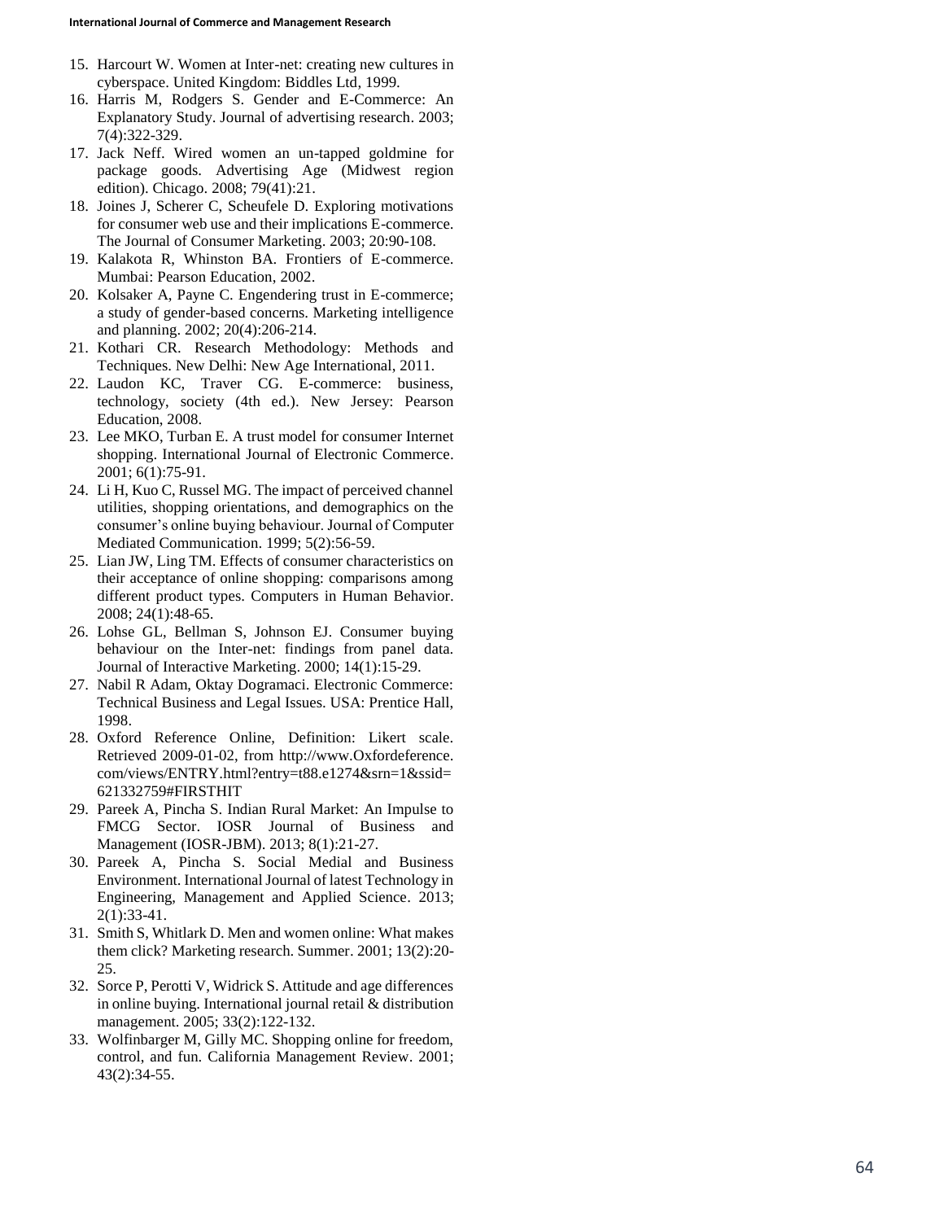15. Harcourt W. Women at Inter-net: creating new cultures in cyberspace. United Kingdom: Biddles Ltd, 1999.
16. Harris M, Rodgers S. Gender and E-Commerce: An Explanatory Study. Journal of advertising research. 2003; 7(4):322-329.
17. Jack Neff. Wired women an un-tapped goldmine for package goods. Advertising Age (Midwest region edition). Chicago. 2008; 79(41):21.
18. Joines J, Scherer C, Scheufele D. Exploring motivations for consumer web use and their implications E-commerce. The Journal of Consumer Marketing. 2003; 20:90-108.
19. Kalakota R, Whinston BA. Frontiers of E-commerce. Mumbai: Pearson Education, 2002.
20. Kolsaker A, Payne C. Engendering trust in E-commerce; a study of gender-based concerns. Marketing intelligence and planning. 2002; 20(4):206-214.
21. Kothari CR. Research Methodology: Methods and Techniques. New Delhi: New Age International, 2011.
22. Laudon KC, Traver CG. E-commerce: business, technology, society (4th ed.). New Jersey: Pearson Education, 2008.
23. Lee MKO, Turban E. A trust model for consumer Internet shopping. International Journal of Electronic Commerce. 2001; 6(1):75-91.
24. Li H, Kuo C, Russel MG. The impact of perceived channel utilities, shopping orientations, and demographics on the consumer's online buying behaviour. Journal of Computer Mediated Communication. 1999; 5(2):56-59.
25. Lian JW, Ling TM. Effects of consumer characteristics on their acceptance of online shopping: comparisons among different product types. Computers in Human Behavior. 2008; 24(1):48-65.
26. Lohse GL, Bellman S, Johnson EJ. Consumer buying behaviour on the Inter-net: findings from panel data. Journal of Interactive Marketing. 2000; 14(1):15-29.
27. Nabil R Adam, Oktay Dogramaci. Electronic Commerce: Technical Business and Legal Issues. USA: Prentice Hall, 1998.
28. Oxford Reference Online, Definition: Likert scale. Retrieved 2009-01-02, from http://www.Oxfordeference.com/views/ENTRY.html?entry=t88.e1274&srn=1&ssid=621332759#FIRSTHIT
29. Pareek A, Pincha S. Indian Rural Market: An Impulse to FMCG Sector. IOSR Journal of Business and Management (IOSR-JBM). 2013; 8(1):21-27.
30. Pareek A, Pincha S. Social Medial and Business Environment. International Journal of latest Technology in Engineering, Management and Applied Science. 2013; 2(1):33-41.
31. Smith S, Whitlark D. Men and women online: What makes them click? Marketing research. Summer. 2001; 13(2):20-25.
32. Sorce P, Perotti V, Widrick S. Attitude and age differences in online buying. International journal retail & distribution management. 2005; 33(2):122-132.
33. Wolfinbarger M, Gilly MC. Shopping online for freedom, control, and fun. California Management Review. 2001; 43(2):34-55.